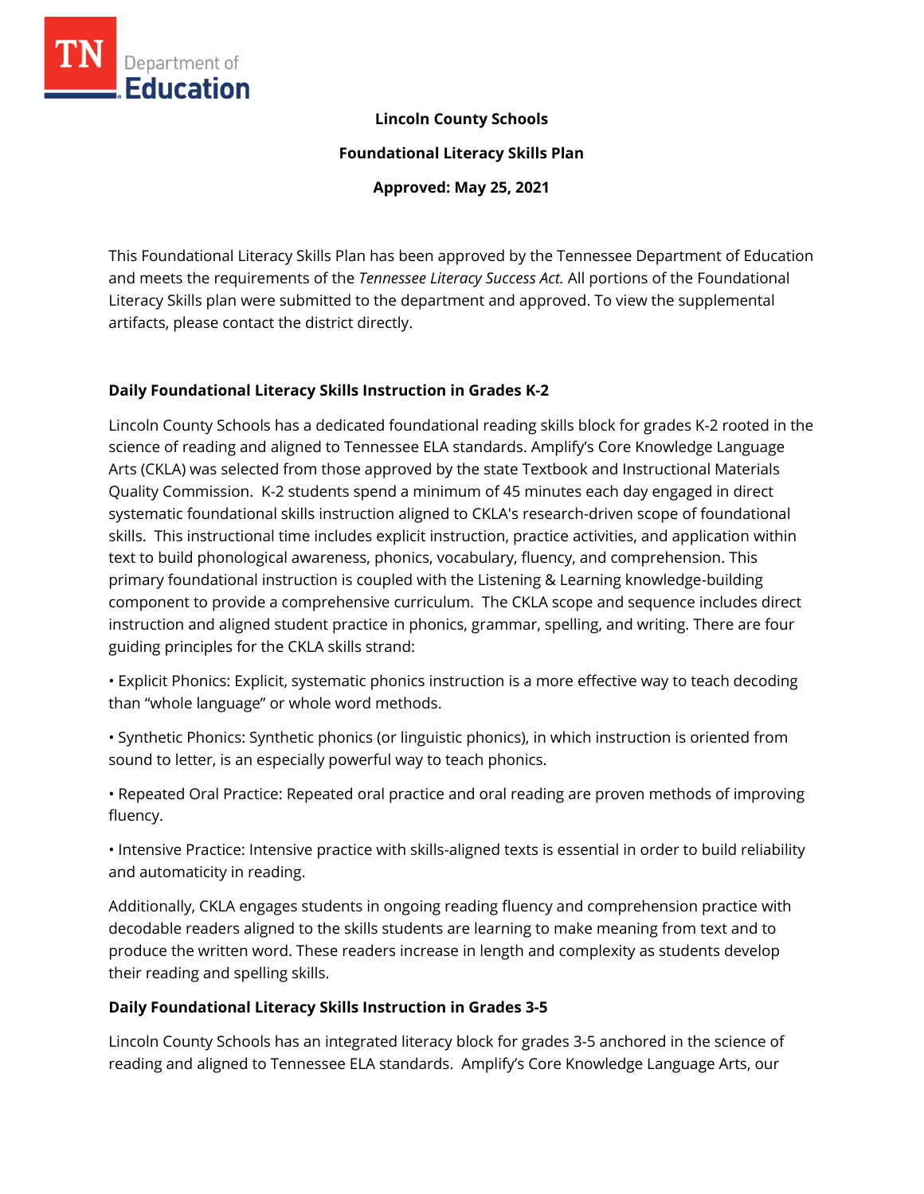**Lincoln County Schools**

**Foundational Literacy Skills Plan**

**Approved: May 25, 2021**

This Foundational Literacy Skills Plan has been approved by the Tennessee Department of Education and meets the requirements of the *Tennessee Literacy Success Act.* All portions of the Foundational Literacy Skills plan were submitted to the department and approved. To view the supplemental artifacts, please contact the district directly.

## Daily Foundational Literacy Skills Instruction in Grades K-2

Lincoln County Schools has a dedicated foundational reading skills block for grades K-2 rooted in the science of reading and aligned to Tennessee ELA standards. Amplify's Core Knowledge Language Arts (CKLA) was selected from those approved by the state Textbook and Instructional Materials Quality Commission. K-2 students spend a minimum of 45 minutes each day engaged in direct systematic foundational skills instruction aligned to CKLA's research-driven scope of foundational skills. This instructional time includes explicit instruction, practice activities, and application within text to build phonological awareness, phonics, vocabulary, fluency, and comprehension. This primary foundational instruction is coupled with the Listening & Learning knowledge-building component to provide a comprehensive curriculum. The CKLA scope and sequence includes direct instruction and aligned student practice in phonics, grammar, spelling, and writing. There are four guiding principles for the CKLA skills strand:

• Explicit Phonics: Explicit, systematic phonics instruction is a more effective way to teach decoding than "whole language" or whole word methods.

• Synthetic Phonics: Synthetic phonics (or linguistic phonics), in which instruction is oriented from sound to letter, is an especially powerful way to teach phonics.

• Repeated Oral Practice: Repeated oral practice and oral reading are proven methods of improving fluency.

• Intensive Practice: Intensive practice with skills-aligned texts is essential in order to build reliability and automaticity in reading.

Additionally, CKLA engages students in ongoing reading fluency and comprehension practice with decodable readers aligned to the skills students are learning to make meaning from text and to produce the written word. These readers increase in length and complexity as students develop their reading and spelling skills.

## Daily Foundational Literacy Skills Instruction in Grades 3-5

Lincoln County Schools has an integrated literacy block for grades 3-5 anchored in the science of reading and aligned to Tennessee ELA standards. Amplify's Core Knowledge Language Arts, our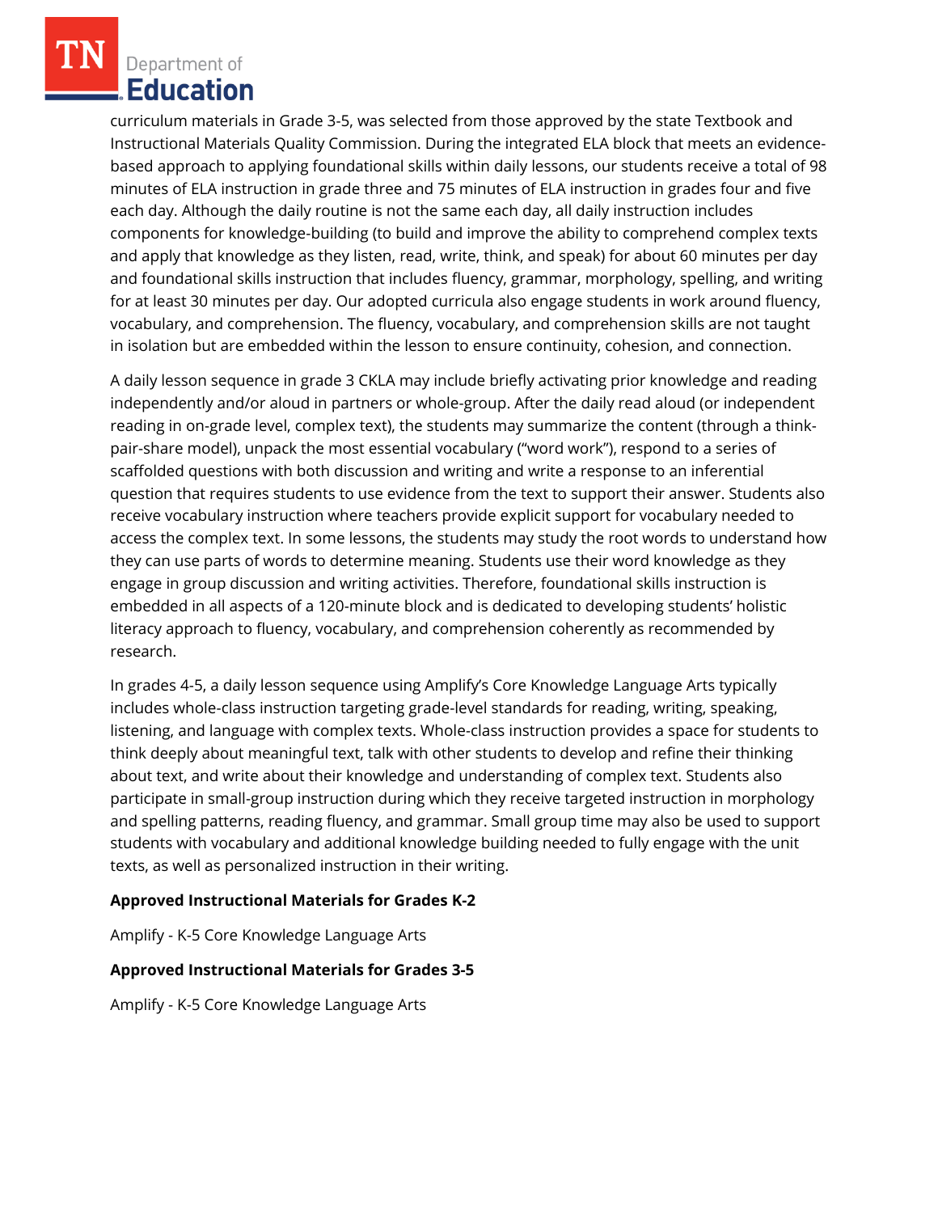curriculum materials in Grade 3-5, was selected from those approved by the state Textbook and Instructional Materials Quality Commission. During the integrated ELA block that meets an evidence-based approach to applying foundational skills within daily lessons, our students receive a total of 98 minutes of ELA instruction in grade three and 75 minutes of ELA instruction in grades four and five each day. Although the daily routine is not the same each day, all daily instruction includes components for knowledge-building (to build and improve the ability to comprehend complex texts and apply that knowledge as they listen, read, write, think, and speak) for about 60 minutes per day and foundational skills instruction that includes fluency, grammar, morphology, spelling, and writing for at least 30 minutes per day. Our adopted curricula also engage students in work around fluency, vocabulary, and comprehension. The fluency, vocabulary, and comprehension skills are not taught in isolation but are embedded within the lesson to ensure continuity, cohesion, and connection.

A daily lesson sequence in grade 3 CKLA may include briefly activating prior knowledge and reading independently and/or aloud in partners or whole-group. After the daily read aloud (or independent reading in on-grade level, complex text), the students may summarize the content (through a think-pair-share model), unpack the most essential vocabulary ("word work"), respond to a series of scaffolded questions with both discussion and writing and write a response to an inferential question that requires students to use evidence from the text to support their answer. Students also receive vocabulary instruction where teachers provide explicit support for vocabulary needed to access the complex text. In some lessons, the students may study the root words to understand how they can use parts of words to determine meaning. Students use their word knowledge as they engage in group discussion and writing activities. Therefore, foundational skills instruction is embedded in all aspects of a 120-minute block and is dedicated to developing students' holistic literacy approach to fluency, vocabulary, and comprehension coherently as recommended by research.

In grades 4-5, a daily lesson sequence using Amplify's Core Knowledge Language Arts typically includes whole-class instruction targeting grade-level standards for reading, writing, speaking, listening, and language with complex texts. Whole-class instruction provides a space for students to think deeply about meaningful text, talk with other students to develop and refine their thinking about text, and write about their knowledge and understanding of complex text. Students also participate in small-group instruction during which they receive targeted instruction in morphology and spelling patterns, reading fluency, and grammar. Small group time may also be used to support students with vocabulary and additional knowledge building needed to fully engage with the unit texts, as well as personalized instruction in their writing.

**Approved Instructional Materials for Grades K-2**

Amplify - K-5 Core Knowledge Language Arts

**Approved Instructional Materials for Grades 3-5**

Amplify - K-5 Core Knowledge Language Arts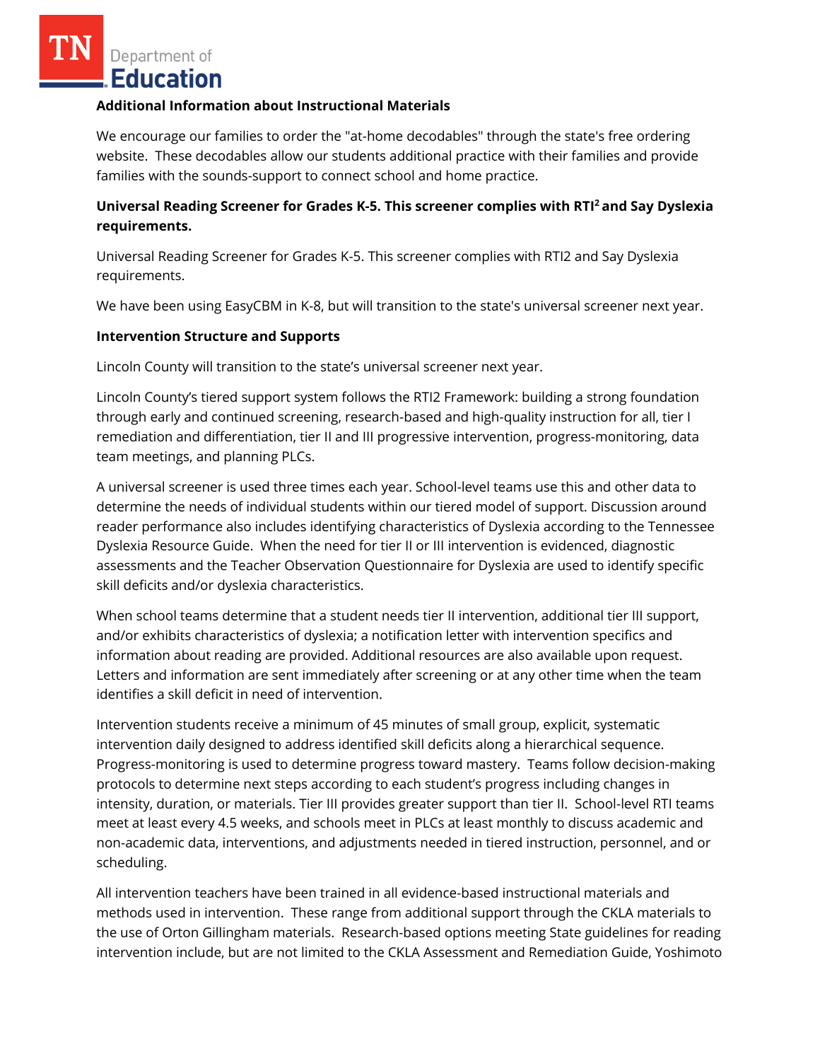**Additional Information about Instructional Materials**

We encourage our families to order the "at-home decodables" through the state's free ordering website. These decodables allow our students additional practice with their families and provide families with the sounds-support to connect school and home practice.

**Universal Reading Screener for Grades K-5. This screener complies with RTI[2] and Say Dyslexia requirements.**

Universal Reading Screener for Grades K-5. This screener complies with RTI2 and Say Dyslexia requirements.

We have been using EasyCBM in K-8, but will transition to the state's universal screener next year.

**Intervention Structure and Supports**

Lincoln County will transition to the state's universal screener next year.

Lincoln County's tiered support system follows the RTI2 Framework: building a strong foundation through early and continued screening, research-based and high-quality instruction for all, tier I remediation and differentiation, tier II and III progressive intervention, progress-monitoring, data team meetings, and planning PLCs.

A universal screener is used three times each year. School-level teams use this and other data to determine the needs of individual students within our tiered model of support. Discussion around reader performance also includes identifying characteristics of Dyslexia according to the Tennessee Dyslexia Resource Guide. When the need for tier II or III intervention is evidenced, diagnostic assessments and the Teacher Observation Questionnaire for Dyslexia are used to identify specific skill deficits and/or dyslexia characteristics.

When school teams determine that a student needs tier II intervention, additional tier III support, and/or exhibits characteristics of dyslexia; a notification letter with intervention specifics and information about reading are provided. Additional resources are also available upon request. Letters and information are sent immediately after screening or at any other time when the team identifies a skill deficit in need of intervention.

Intervention students receive a minimum of 45 minutes of small group, explicit, systematic intervention daily designed to address identified skill deficits along a hierarchical sequence. Progress-monitoring is used to determine progress toward mastery. Teams follow decision-making protocols to determine next steps according to each student's progress including changes in intensity, duration, or materials. Tier III provides greater support than tier II. School-level RTI teams meet at least every 4.5 weeks, and schools meet in PLCs at least monthly to discuss academic and non-academic data, interventions, and adjustments needed in tiered instruction, personnel, and or scheduling.

All intervention teachers have been trained in all evidence-based instructional materials and methods used in intervention. These range from additional support through the CKLA materials to the use of Orton Gillingham materials. Research-based options meeting State guidelines for reading intervention include, but are not limited to the CKLA Assessment and Remediation Guide, Yoshimoto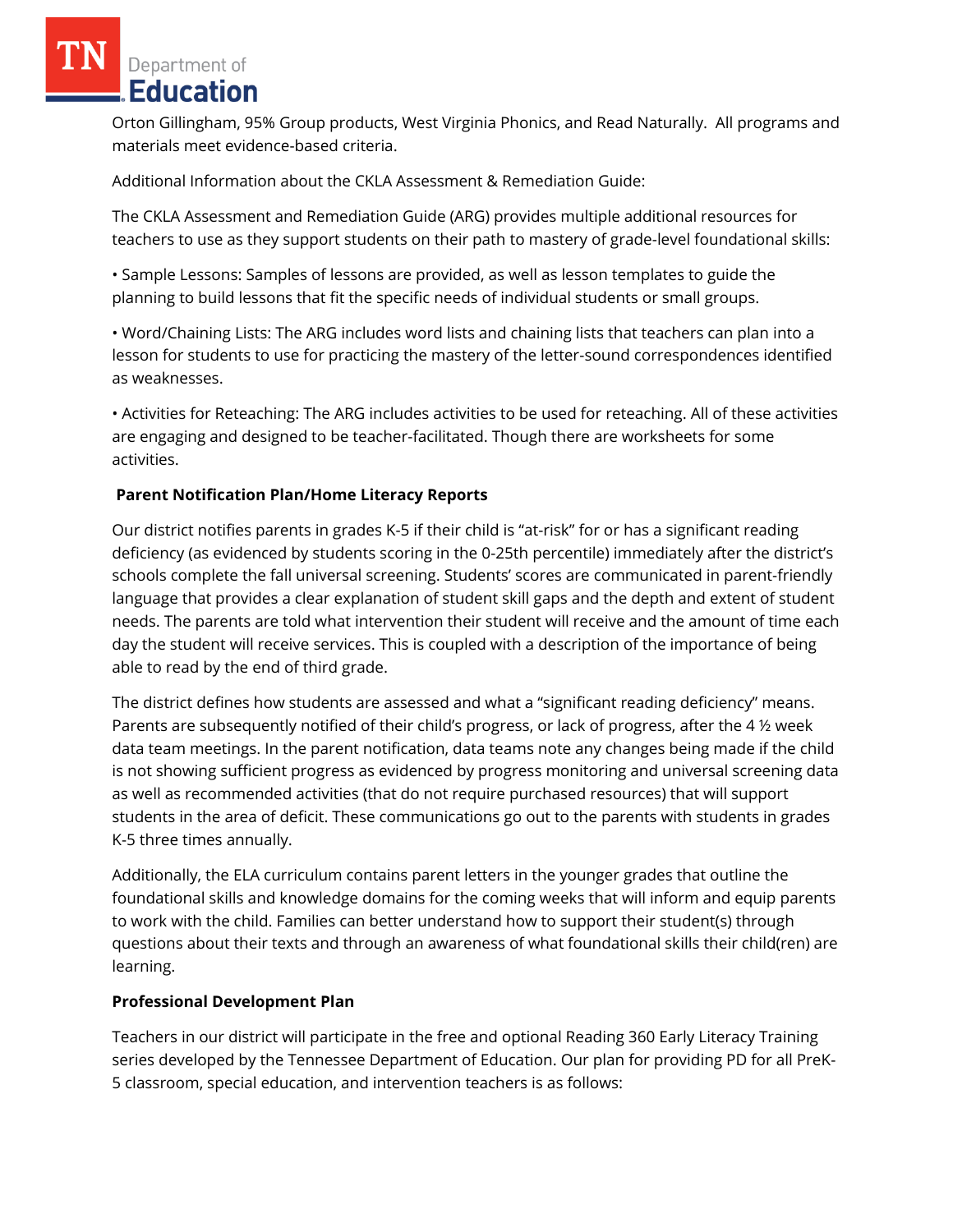Orton Gillingham, 95% Group products, West Virginia Phonics, and Read Naturally. All programs and materials meet evidence-based criteria.

Additional Information about the CKLA Assessment & Remediation Guide:

The CKLA Assessment and Remediation Guide (ARG) provides multiple additional resources for teachers to use as they support students on their path to mastery of grade-level foundational skills:

• Sample Lessons: Samples of lessons are provided, as well as lesson templates to guide the planning to build lessons that fit the specific needs of individual students or small groups.

• Word/Chaining Lists: The ARG includes word lists and chaining lists that teachers can plan into a lesson for students to use for practicing the mastery of the letter-sound correspondences identified as weaknesses.

• Activities for Reteaching: The ARG includes activities to be used for reteaching. All of these activities are engaging and designed to be teacher-facilitated. Though there are worksheets for some activities.

**Parent Notification Plan/Home Literacy Reports**

Our district notifies parents in grades K-5 if their child is "at-risk" for or has a significant reading deficiency (as evidenced by students scoring in the 0-25th percentile) immediately after the district's schools complete the fall universal screening. Students' scores are communicated in parent-friendly language that provides a clear explanation of student skill gaps and the depth and extent of student needs. The parents are told what intervention their student will receive and the amount of time each day the student will receive services. This is coupled with a description of the importance of being able to read by the end of third grade.

The district defines how students are assessed and what a "significant reading deficiency" means. Parents are subsequently notified of their child's progress, or lack of progress, after the 4 ½ week data team meetings. In the parent notification, data teams note any changes being made if the child is not showing sufficient progress as evidenced by progress monitoring and universal screening data as well as recommended activities (that do not require purchased resources) that will support students in the area of deficit. These communications go out to the parents with students in grades K-5 three times annually.

Additionally, the ELA curriculum contains parent letters in the younger grades that outline the foundational skills and knowledge domains for the coming weeks that will inform and equip parents to work with the child. Families can better understand how to support their student(s) through questions about their texts and through an awareness of what foundational skills their child(ren) are learning.

**Professional Development Plan**

Teachers in our district will participate in the free and optional Reading 360 Early Literacy Training series developed by the Tennessee Department of Education. Our plan for providing PD for all PreK-5 classroom, special education, and intervention teachers is as follows: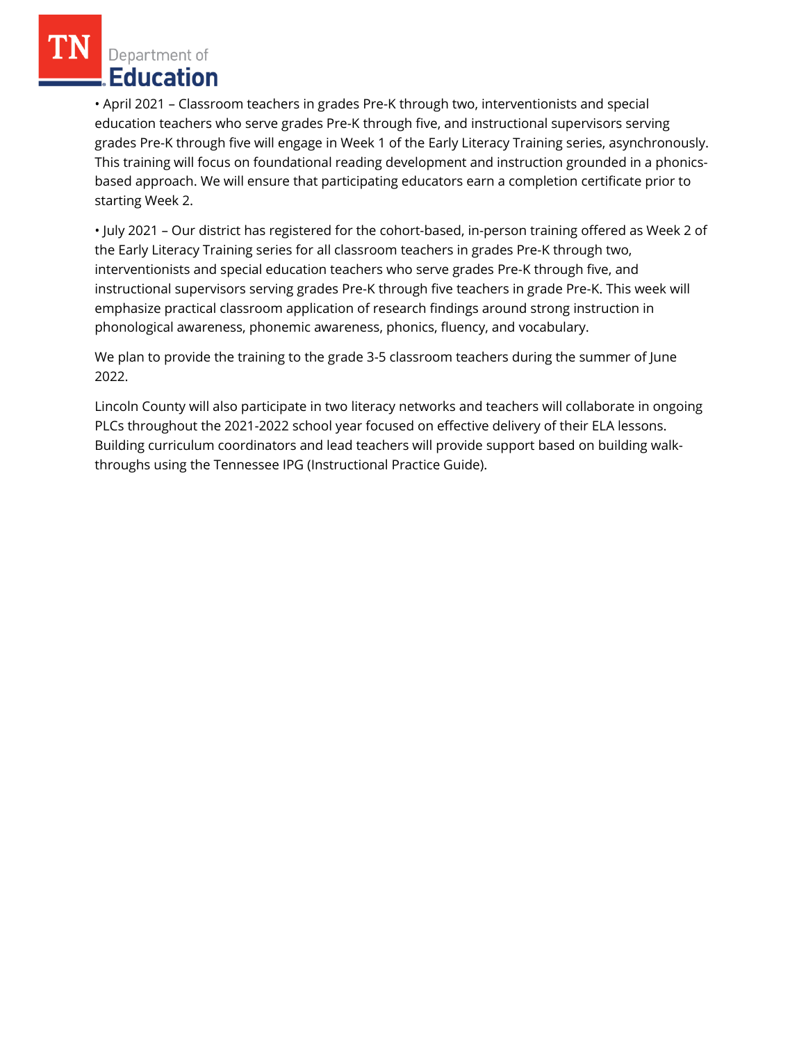- April 2021 – Classroom teachers in grades Pre-K through two, interventionists and special education teachers who serve grades Pre-K through five, and instructional supervisors serving grades Pre-K through five will engage in Week 1 of the Early Literacy Training series, asynchronously. This training will focus on foundational reading development and instruction grounded in a phonics-based approach. We will ensure that participating educators earn a completion certificate prior to starting Week 2.

- July 2021 – Our district has registered for the cohort-based, in-person training offered as Week 2 of the Early Literacy Training series for all classroom teachers in grades Pre-K through two, interventionists and special education teachers who serve grades Pre-K through five, and instructional supervisors serving grades Pre-K through five teachers in grade Pre-K. This week will emphasize practical classroom application of research findings around strong instruction in phonological awareness, phonemic awareness, phonics, fluency, and vocabulary.

We plan to provide the training to the grade 3-5 classroom teachers during the summer of June 2022.

Lincoln County will also participate in two literacy networks and teachers will collaborate in ongoing PLCs throughout the 2021-2022 school year focused on effective delivery of their ELA lessons. Building curriculum coordinators and lead teachers will provide support based on building walk-throughs using the Tennessee IPG (Instructional Practice Guide).